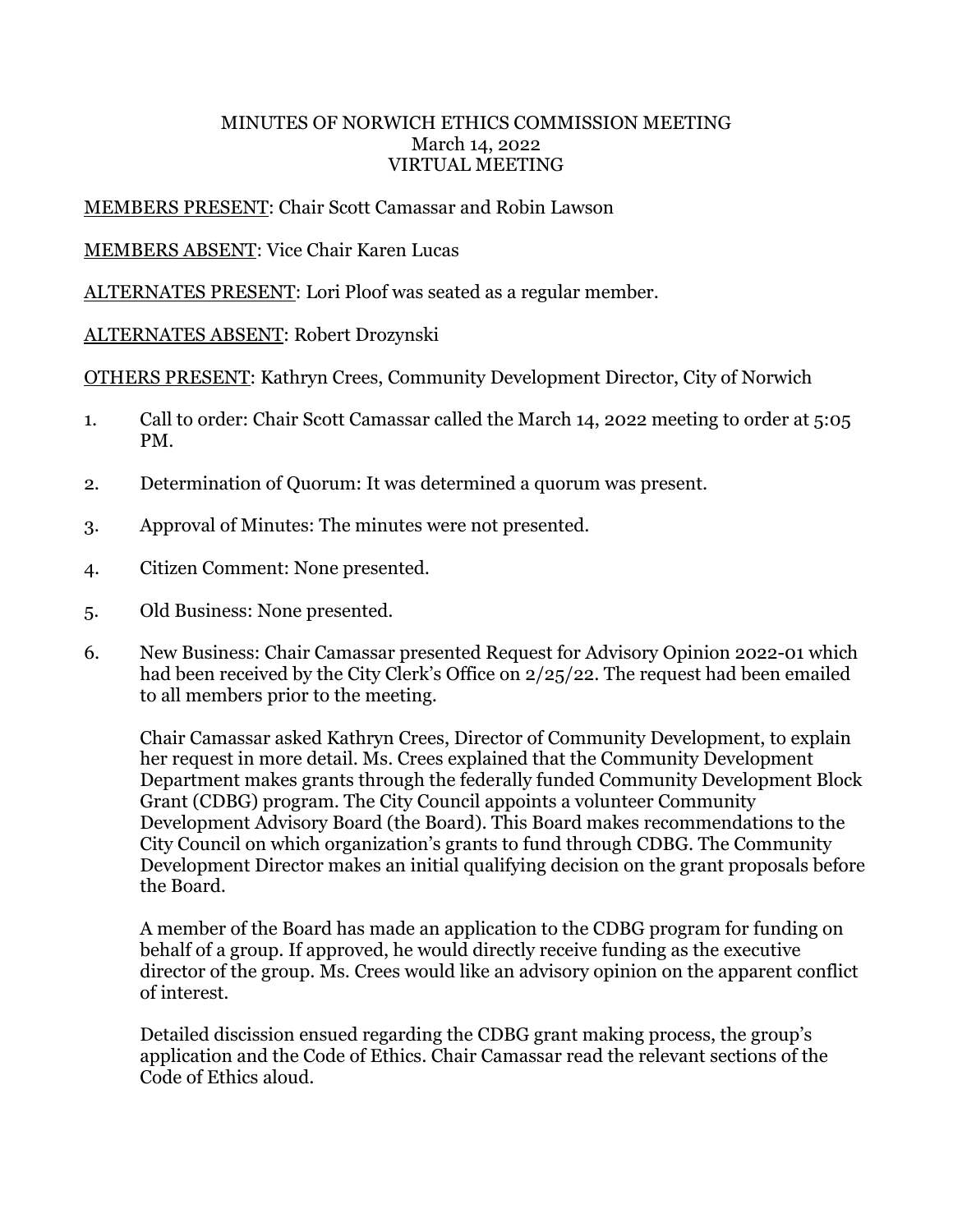MINUTES OF NORWICH ETHICS COMMISSION MEETING
March 14, 2022
VIRTUAL MEETING

MEMBERS PRESENT: Chair Scott Camassar and Robin Lawson

MEMBERS ABSENT: Vice Chair Karen Lucas

ALTERNATES PRESENT: Lori Ploof was seated as a regular member.

ALTERNATES ABSENT: Robert Drozynski

OTHERS PRESENT: Kathryn Crees, Community Development Director, City of Norwich

1. Call to order: Chair Scott Camassar called the March 14, 2022 meeting to order at 5:05 PM.

2. Determination of Quorum: It was determined a quorum was present.

3. Approval of Minutes: The minutes were not presented.

4. Citizen Comment: None presented.

5. Old Business: None presented.

6. New Business: Chair Camassar presented Request for Advisory Opinion 2022-01 which had been received by the City Clerk's Office on 2/25/22. The request had been emailed to all members prior to the meeting.

   Chair Camassar asked Kathryn Crees, Director of Community Development, to explain her request in more detail. Ms. Crees explained that the Community Development Department makes grants through the federally funded Community Development Block Grant (CDBG) program. The City Council appoints a volunteer Community Development Advisory Board (the Board). This Board makes recommendations to the City Council on which organization's grants to fund through CDBG. The Community Development Director makes an initial qualifying decision on the grant proposals before the Board.

   A member of the Board has made an application to the CDBG program for funding on behalf of a group. If approved, he would directly receive funding as the executive director of the group. Ms. Crees would like an advisory opinion on the apparent conflict of interest.

   Detailed discission ensued regarding the CDBG grant making process, the group's application and the Code of Ethics. Chair Camassar read the relevant sections of the Code of Ethics aloud.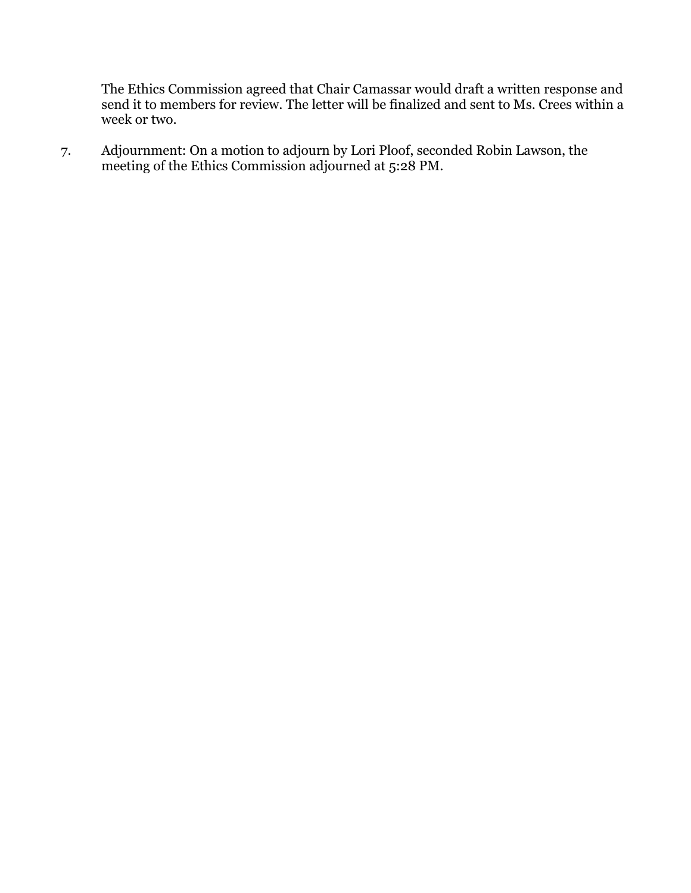The Ethics Commission agreed that Chair Camassar would draft a written response and send it to members for review. The letter will be finalized and sent to Ms. Crees within a week or two.

7. Adjournment: On a motion to adjourn by Lori Ploof, seconded Robin Lawson, the meeting of the Ethics Commission adjourned at 5:28 PM.